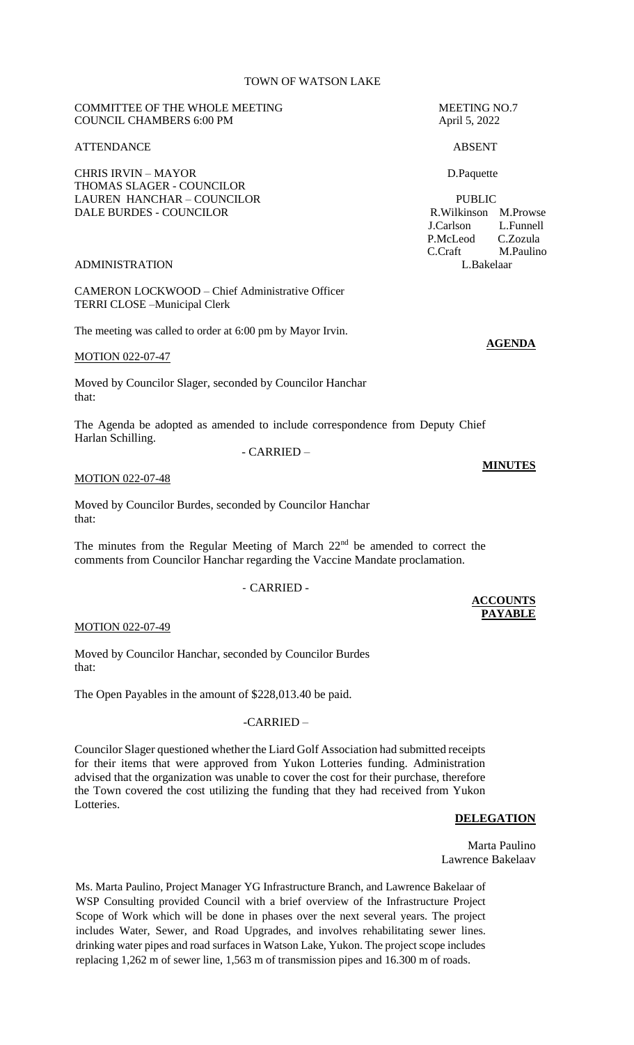TOWN OF WATSON LAKE

COMMITTEE OF THE WHOLE MEETING
COUNCIL CHAMBERS 6:00 PM

MEETING NO.7
April 5, 2022

ATTENDANCE

CHRIS IRVIN – MAYOR
THOMAS SLAGER - COUNCILOR
LAUREN HANCHAR – COUNCILOR
DALE BURDES - COUNCILOR

ABSENT

D.Paquette

PUBLIC

R.Wilkinson M.Prowse
J.Carlson L.Funnell
P.McLeod C.Zozula
C.Craft M.Paulino
L.Bakelaar

ADMINISTRATION

CAMERON LOCKWOOD – Chief Administrative Officer
TERRI CLOSE –Municipal Clerk

The meeting was called to order at 6:00 pm by Mayor Irvin.

**AGENDA**

MOTION 022-07-47

Moved by Councilor Slager, seconded by Councilor Hanchar that:

The Agenda be adopted as amended to include correspondence from Deputy Chief Harlan Schilling.

- CARRIED –

**MINUTES**

MOTION 022-07-48

Moved by Councilor Burdes, seconded by Councilor Hanchar that:

The minutes from the Regular Meeting of March 22nd be amended to correct the comments from Councilor Hanchar regarding the Vaccine Mandate proclamation.

- CARRIED -

**ACCOUNTS PAYABLE**

MOTION 022-07-49

Moved by Councilor Hanchar, seconded by Councilor Burdes that:

The Open Payables in the amount of $228,013.40 be paid.

-CARRIED –

Councilor Slager questioned whether the Liard Golf Association had submitted receipts for their items that were approved from Yukon Lotteries funding. Administration advised that the organization was unable to cover the cost for their purchase, therefore the Town covered the cost utilizing the funding that they had received from Yukon Lotteries.

**DELEGATION**

Marta Paulino
Lawrence Bakelaav

Ms. Marta Paulino, Project Manager YG Infrastructure Branch, and Lawrence Bakelaar of WSP Consulting provided Council with a brief overview of the Infrastructure Project Scope of Work which will be done in phases over the next several years. The project includes Water, Sewer, and Road Upgrades, and involves rehabilitating sewer lines. drinking water pipes and road surfaces in Watson Lake, Yukon. The project scope includes replacing 1,262 m of sewer line, 1,563 m of transmission pipes and 16.300 m of roads.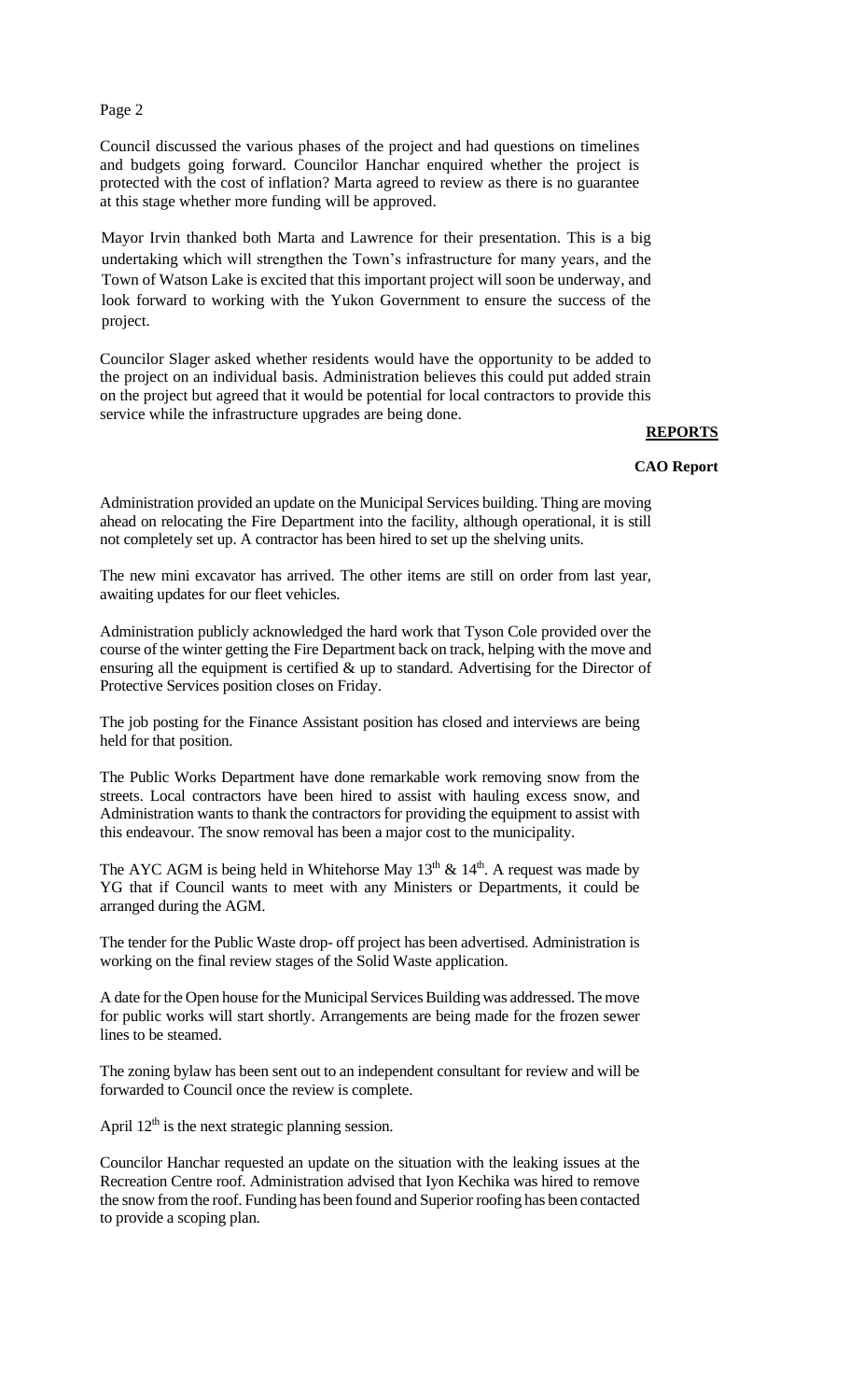Council discussed the various phases of the project and had questions on timelines and budgets going forward. Councilor Hanchar enquired whether the project is protected with the cost of inflation? Marta agreed to review as there is no guarantee at this stage whether more funding will be approved.

Mayor Irvin thanked both Marta and Lawrence for their presentation. This is a big undertaking which will strengthen the Town's infrastructure for many years, and the Town of Watson Lake is excited that this important project will soon be underway, and look forward to working with the Yukon Government to ensure the success of the project.

Councilor Slager asked whether residents would have the opportunity to be added to the project on an individual basis. Administration believes this could put added strain on the project but agreed that it would be potential for local contractors to provide this service while the infrastructure upgrades are being done.

## REPORTS

### CAO Report

Administration provided an update on the Municipal Services building. Thing are moving ahead on relocating the Fire Department into the facility, although operational, it is still not completely set up. A contractor has been hired to set up the shelving units.

The new mini excavator has arrived. The other items are still on order from last year, awaiting updates for our fleet vehicles.

Administration publicly acknowledged the hard work that Tyson Cole provided over the course of the winter getting the Fire Department back on track, helping with the move and ensuring all the equipment is certified & up to standard. Advertising for the Director of Protective Services position closes on Friday.

The job posting for the Finance Assistant position has closed and interviews are being held for that position.

The Public Works Department have done remarkable work removing snow from the streets. Local contractors have been hired to assist with hauling excess snow, and Administration wants to thank the contractors for providing the equipment to assist with this endeavour. The snow removal has been a major cost to the municipality.

The AYC AGM is being held in Whitehorse May 13th & 14th. A request was made by YG that if Council wants to meet with any Ministers or Departments, it could be arranged during the AGM.

The tender for the Public Waste drop- off project has been advertised. Administration is working on the final review stages of the Solid Waste application.

A date for the Open house for the Municipal Services Building was addressed. The move for public works will start shortly. Arrangements are being made for the frozen sewer lines to be steamed.

The zoning bylaw has been sent out to an independent consultant for review and will be forwarded to Council once the review is complete.

April 12th is the next strategic planning session.

Councilor Hanchar requested an update on the situation with the leaking issues at the Recreation Centre roof. Administration advised that Iyon Kechika was hired to remove the snow from the roof. Funding has been found and Superior roofing has been contacted to provide a scoping plan.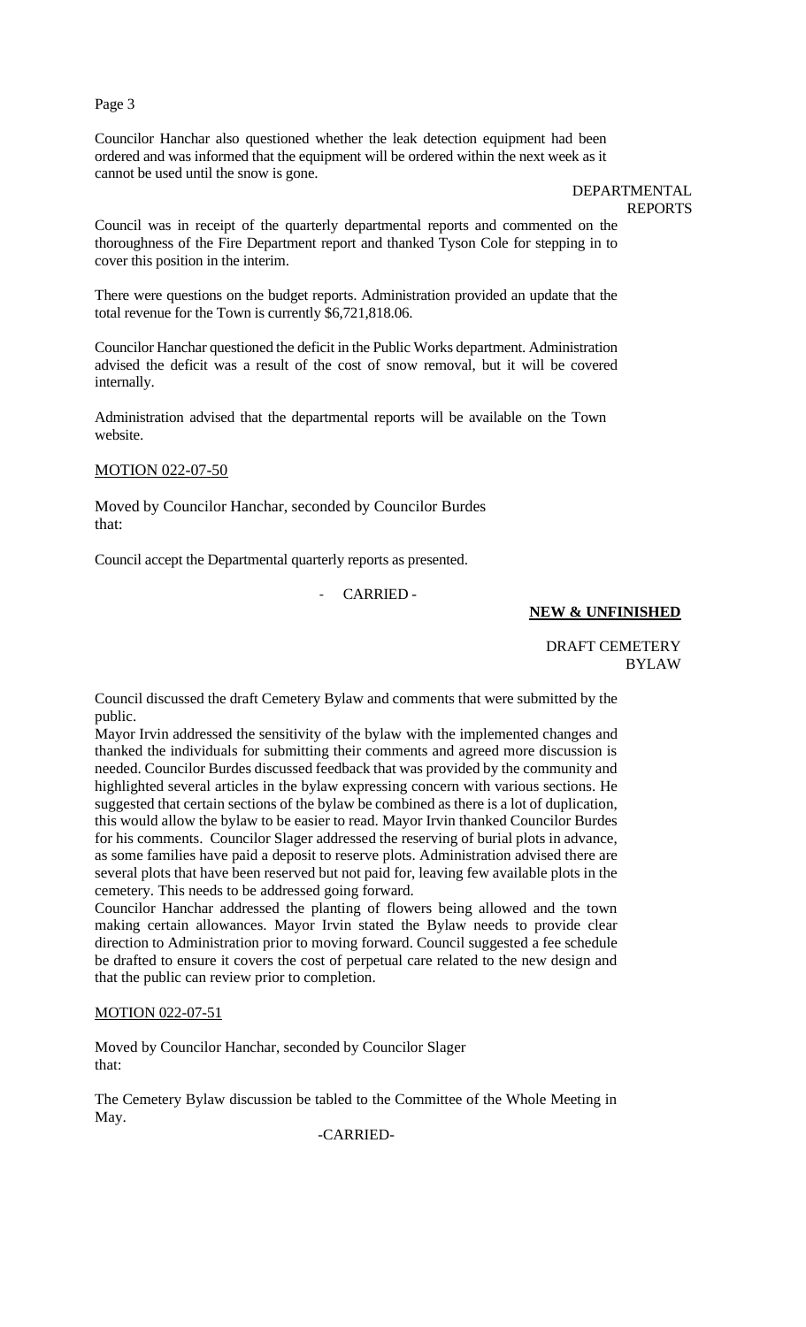Councilor Hanchar also questioned whether the leak detection equipment had been ordered and was informed that the equipment will be ordered within the next week as it cannot be used until the snow is gone.

DEPARTMENTAL REPORTS

Council was in receipt of the quarterly departmental reports and commented on the thoroughness of the Fire Department report and thanked Tyson Cole for stepping in to cover this position in the interim.

There were questions on the budget reports. Administration provided an update that the total revenue for the Town is currently $6,721,818.06.

Councilor Hanchar questioned the deficit in the Public Works department. Administration advised the deficit was a result of the cost of snow removal, but it will be covered internally.

Administration advised that the departmental reports will be available on the Town website.

MOTION 022-07-50

Moved by Councilor Hanchar, seconded by Councilor Burdes that:

Council accept the Departmental quarterly reports as presented.

- CARRIED -

**NEW & UNFINISHED**

DRAFT CEMETERY BYLAW

Council discussed the draft Cemetery Bylaw and comments that were submitted by the public.

Mayor Irvin addressed the sensitivity of the bylaw with the implemented changes and thanked the individuals for submitting their comments and agreed more discussion is needed. Councilor Burdes discussed feedback that was provided by the community and highlighted several articles in the bylaw expressing concern with various sections. He suggested that certain sections of the bylaw be combined as there is a lot of duplication, this would allow the bylaw to be easier to read. Mayor Irvin thanked Councilor Burdes for his comments. Councilor Slager addressed the reserving of burial plots in advance, as some families have paid a deposit to reserve plots. Administration advised there are several plots that have been reserved but not paid for, leaving few available plots in the cemetery. This needs to be addressed going forward.

Councilor Hanchar addressed the planting of flowers being allowed and the town making certain allowances. Mayor Irvin stated the Bylaw needs to provide clear direction to Administration prior to moving forward. Council suggested a fee schedule be drafted to ensure it covers the cost of perpetual care related to the new design and that the public can review prior to completion.

MOTION 022-07-51

Moved by Councilor Hanchar, seconded by Councilor Slager that:

The Cemetery Bylaw discussion be tabled to the Committee of the Whole Meeting in May.

-CARRIED-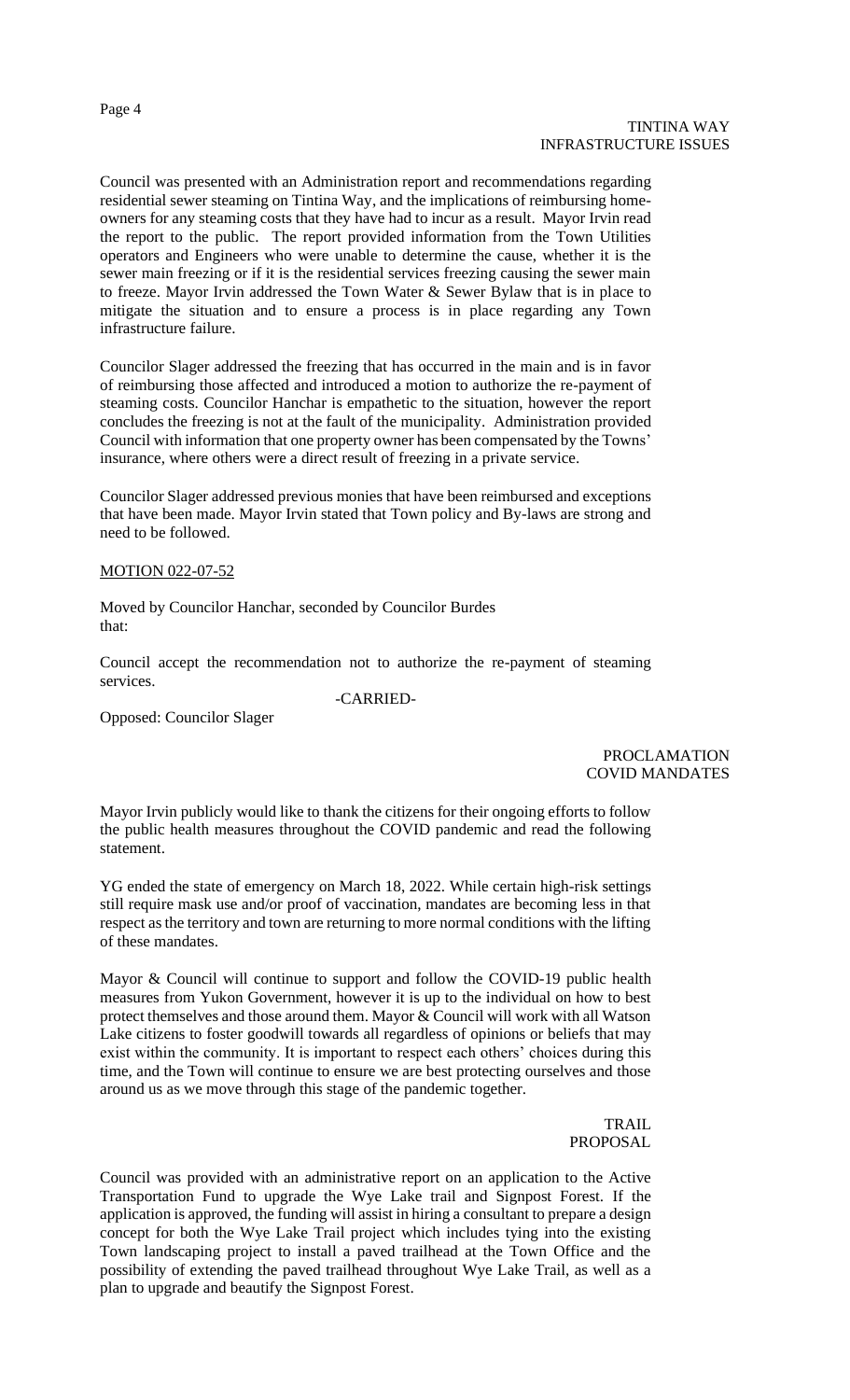### TINTINA WAY INFRASTRUCTURE ISSUES

Council was presented with an Administration report and recommendations regarding residential sewer steaming on Tintina Way, and the implications of reimbursing home-owners for any steaming costs that they have had to incur as a result. Mayor Irvin read the report to the public. The report provided information from the Town Utilities operators and Engineers who were unable to determine the cause, whether it is the sewer main freezing or if it is the residential services freezing causing the sewer main to freeze. Mayor Irvin addressed the Town Water & Sewer Bylaw that is in place to mitigate the situation and to ensure a process is in place regarding any Town infrastructure failure.

Councilor Slager addressed the freezing that has occurred in the main and is in favor of reimbursing those affected and introduced a motion to authorize the re-payment of steaming costs. Councilor Hanchar is empathetic to the situation, however the report concludes the freezing is not at the fault of the municipality. Administration provided Council with information that one property owner has been compensated by the Towns' insurance, where others were a direct result of freezing in a private service.

Councilor Slager addressed previous monies that have been reimbursed and exceptions that have been made. Mayor Irvin stated that Town policy and By-laws are strong and need to be followed.

MOTION 022-07-52

Moved by Councilor Hanchar, seconded by Councilor Burdes that:

Council accept the recommendation not to authorize the re-payment of steaming services.

-CARRIED-

Opposed: Councilor Slager

### PROCLAMATION COVID MANDATES

Mayor Irvin publicly would like to thank the citizens for their ongoing efforts to follow the public health measures throughout the COVID pandemic and read the following statement.

YG ended the state of emergency on March 18, 2022. While certain high-risk settings still require mask use and/or proof of vaccination, mandates are becoming less in that respect as the territory and town are returning to more normal conditions with the lifting of these mandates.

Mayor & Council will continue to support and follow the COVID-19 public health measures from Yukon Government, however it is up to the individual on how to best protect themselves and those around them. Mayor & Council will work with all Watson Lake citizens to foster goodwill towards all regardless of opinions or beliefs that may exist within the community. It is important to respect each others' choices during this time, and the Town will continue to ensure we are best protecting ourselves and those around us as we move through this stage of the pandemic together.

### TRAIL PROPOSAL

Council was provided with an administrative report on an application to the Active Transportation Fund to upgrade the Wye Lake trail and Signpost Forest. If the application is approved, the funding will assist in hiring a consultant to prepare a design concept for both the Wye Lake Trail project which includes tying into the existing Town landscaping project to install a paved trailhead at the Town Office and the possibility of extending the paved trailhead throughout Wye Lake Trail, as well as a plan to upgrade and beautify the Signpost Forest.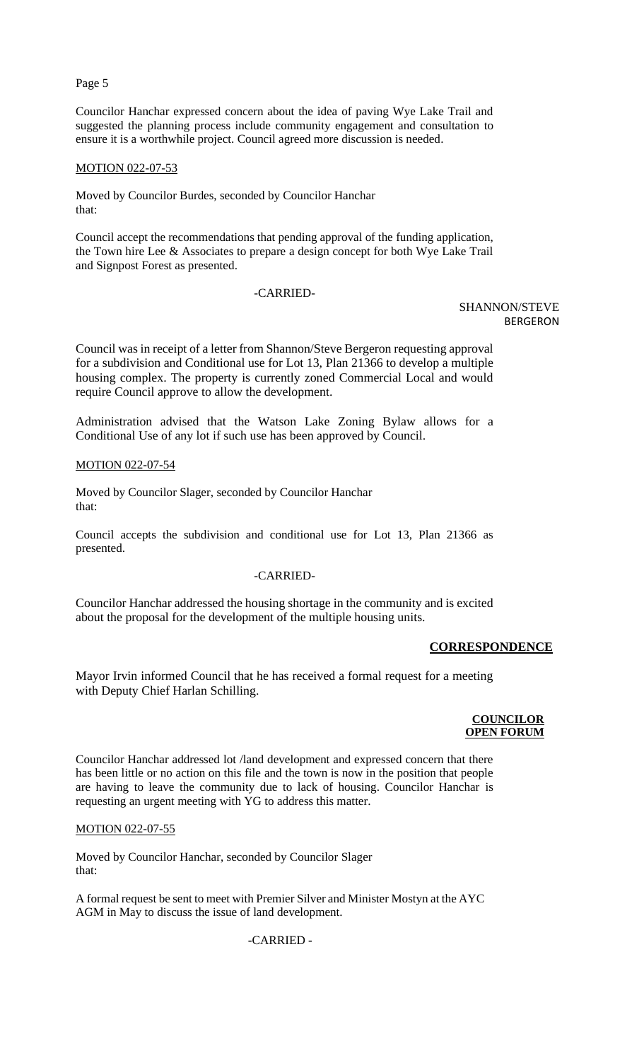Councilor Hanchar expressed concern about the idea of paving Wye Lake Trail and suggested the planning process include community engagement and consultation to ensure it is a worthwhile project. Council agreed more discussion is needed.

MOTION 022-07-53

Moved by Councilor Burdes, seconded by Councilor Hanchar that:

Council accept the recommendations that pending approval of the funding application, the Town hire Lee & Associates to prepare a design concept for both Wye Lake Trail and Signpost Forest as presented.

-CARRIED-

SHANNON/STEVE BERGERON

Council was in receipt of a letter from Shannon/Steve Bergeron requesting approval for a subdivision and Conditional use for Lot 13, Plan 21366 to develop a multiple housing complex. The property is currently zoned Commercial Local and would require Council approve to allow the development.

Administration advised that the Watson Lake Zoning Bylaw allows for a Conditional Use of any lot if such use has been approved by Council.

MOTION 022-07-54

Moved by Councilor Slager, seconded by Councilor Hanchar that:

Council accepts the subdivision and conditional use for Lot 13, Plan 21366 as presented.

-CARRIED-

Councilor Hanchar addressed the housing shortage in the community and is excited about the proposal for the development of the multiple housing units.

**CORRESPONDENCE**

Mayor Irvin informed Council that he has received a formal request for a meeting with Deputy Chief Harlan Schilling.

**COUNCILOR OPEN FORUM**

Councilor Hanchar addressed lot /land development and expressed concern that there has been little or no action on this file and the town is now in the position that people are having to leave the community due to lack of housing. Councilor Hanchar is requesting an urgent meeting with YG to address this matter.

MOTION 022-07-55

Moved by Councilor Hanchar, seconded by Councilor Slager that:

A formal request be sent to meet with Premier Silver and Minister Mostyn at the AYC AGM in May to discuss the issue of land development.

-CARRIED -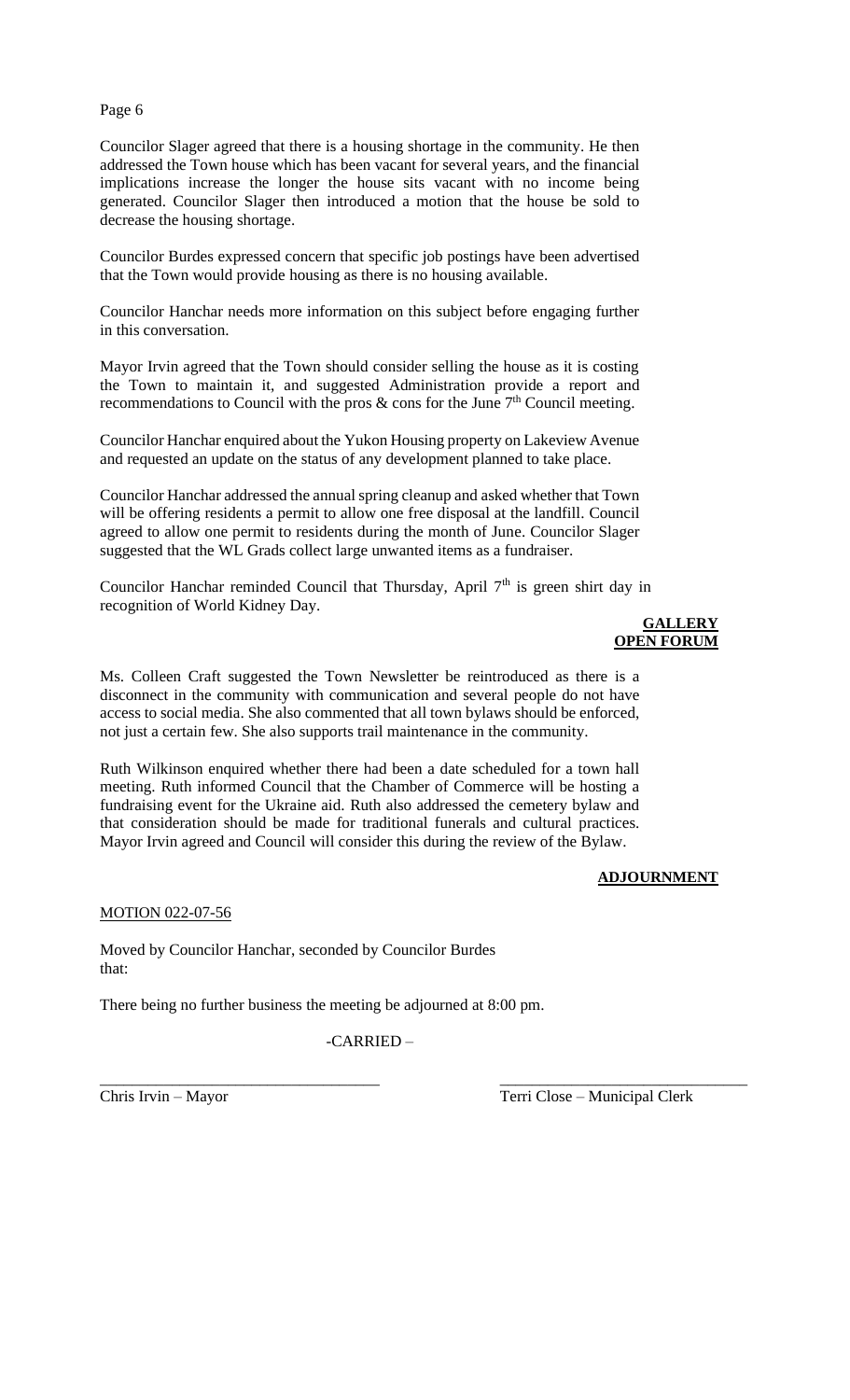Councilor Slager agreed that there is a housing shortage in the community. He then addressed the Town house which has been vacant for several years, and the financial implications increase the longer the house sits vacant with no income being generated. Councilor Slager then introduced a motion that the house be sold to decrease the housing shortage.

Councilor Burdes expressed concern that specific job postings have been advertised that the Town would provide housing as there is no housing available.

Councilor Hanchar needs more information on this subject before engaging further in this conversation.

Mayor Irvin agreed that the Town should consider selling the house as it is costing the Town to maintain it, and suggested Administration provide a report and recommendations to Council with the pros & cons for the June 7th Council meeting.

Councilor Hanchar enquired about the Yukon Housing property on Lakeview Avenue and requested an update on the status of any development planned to take place.

Councilor Hanchar addressed the annual spring cleanup and asked whether that Town will be offering residents a permit to allow one free disposal at the landfill. Council agreed to allow one permit to residents during the month of June. Councilor Slager suggested that the WL Grads collect large unwanted items as a fundraiser.

Councilor Hanchar reminded Council that Thursday, April 7th is green shirt day in recognition of World Kidney Day.

## GALLERY OPEN FORUM

Ms. Colleen Craft suggested the Town Newsletter be reintroduced as there is a disconnect in the community with communication and several people do not have access to social media. She also commented that all town bylaws should be enforced, not just a certain few. She also supports trail maintenance in the community.

Ruth Wilkinson enquired whether there had been a date scheduled for a town hall meeting. Ruth informed Council that the Chamber of Commerce will be hosting a fundraising event for the Ukraine aid. Ruth also addressed the cemetery bylaw and that consideration should be made for traditional funerals and cultural practices. Mayor Irvin agreed and Council will consider this during the review of the Bylaw.

## ADJOURNMENT

MOTION 022-07-56

Moved by Councilor Hanchar, seconded by Councilor Burdes that:

There being no further business the meeting be adjourned at 8:00 pm.

-CARRIED –

Chris Irvin – Mayor

Terri Close – Municipal Clerk